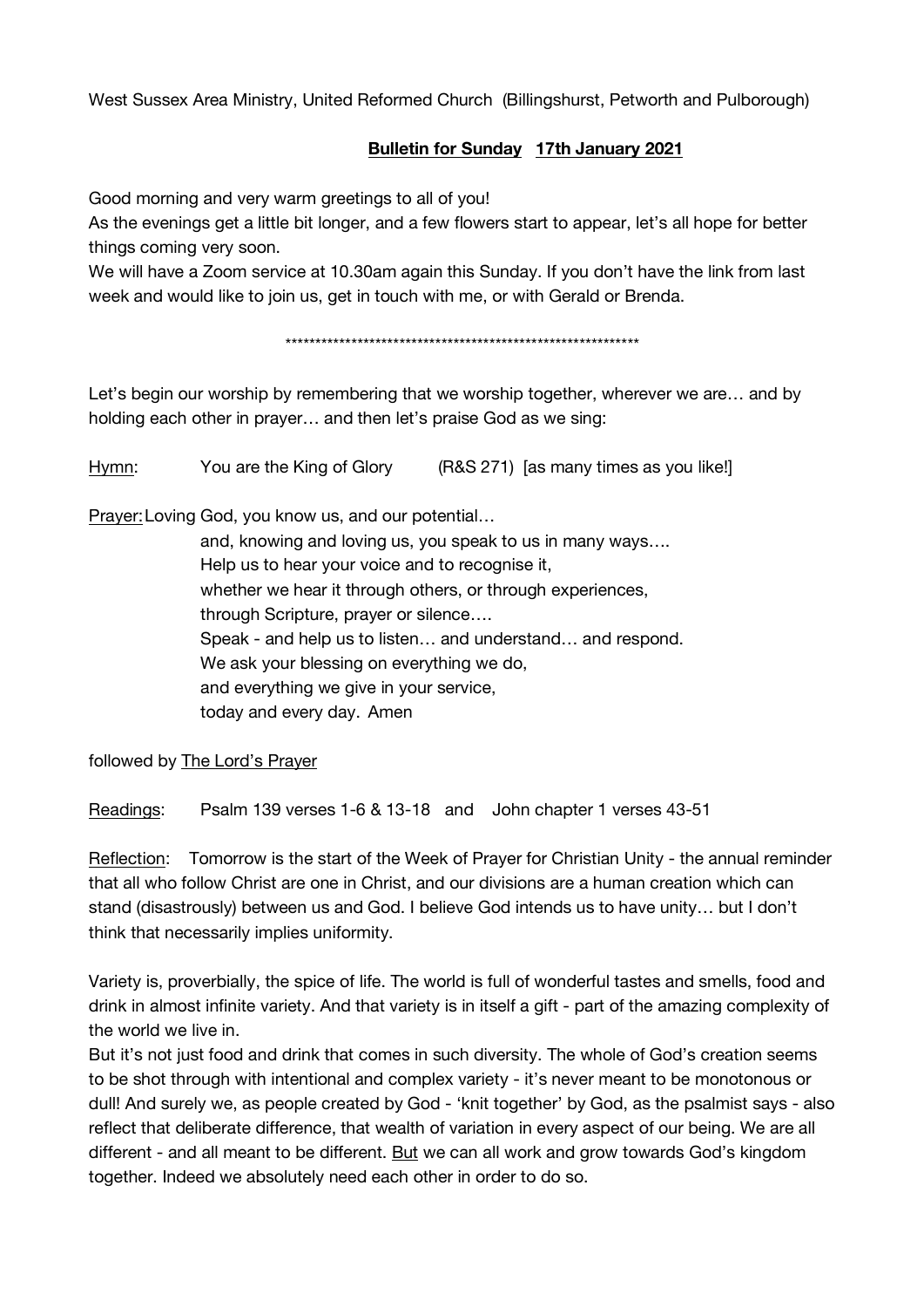West Sussex Area Ministry, United Reformed Church (Billingshurst, Petworth and Pulborough)

## **<u>Bulletin for Sunday 17th January 2021</u>**

Good morning and very warm greetings to all of you!
As the evenings get a little bit longer, and a few flowers start to appear, let's all hope for better things coming very soon.
We will have a Zoom service at 10.30am again this Sunday. If you don't have the link from last week and would like to join us, get in touch with me, or with Gerald or Brenda.

\*\*\*\*\*\*\*\*\*\*\*\*\*\*\*\*\*\*\*\*\*\*\*\*\*\*\*\*\*\*\*\*\*\*\*\*\*\*\*\*\*\*\*\*\*\*\*\*\*\*\*\*\*\*\*\*\*\*\*\*

Let's begin our worship by remembering that we worship together, wherever we are… and by holding each other in prayer… and then let's praise God as we sing:

<u>Hymn</u>: You are the King of Glory (R&S 271) [as many times as you like!]

<u>Prayer:</u> Loving God, you know us, and our potential…
and, knowing and loving us, you speak to us in many ways….
Help us to hear your voice and to recognise it,
whether we hear it through others, or through experiences,
through Scripture, prayer or silence….
Speak - and help us to listen… and understand… and respond.
We ask your blessing on everything we do,
and everything we give in your service,
today and every day. Amen

followed by <u>The Lord's Prayer</u>

<u>Readings</u>: Psalm 139 verses 1-6 & 13-18 and John chapter 1 verses 43-51

<u>Reflection</u>: Tomorrow is the start of the Week of Prayer for Christian Unity - the annual reminder that all who follow Christ are one in Christ, and our divisions are a human creation which can stand (disastrously) between us and God. I believe God intends us to have unity… but I don't think that necessarily implies uniformity.

Variety is, proverbially, the spice of life. The world is full of wonderful tastes and smells, food and drink in almost infinite variety. And that variety is in itself a gift - part of the amazing complexity of the world we live in.
But it's not just food and drink that comes in such diversity. The whole of God's creation seems to be shot through with intentional and complex variety - it's never meant to be monotonous or dull! And surely we, as people created by God - 'knit together' by God, as the psalmist says - also reflect that deliberate difference, that wealth of variation in every aspect of our being. We are all different - and all meant to be different. <u>But</u> we can all work and grow towards God's kingdom together. Indeed we absolutely need each other in order to do so.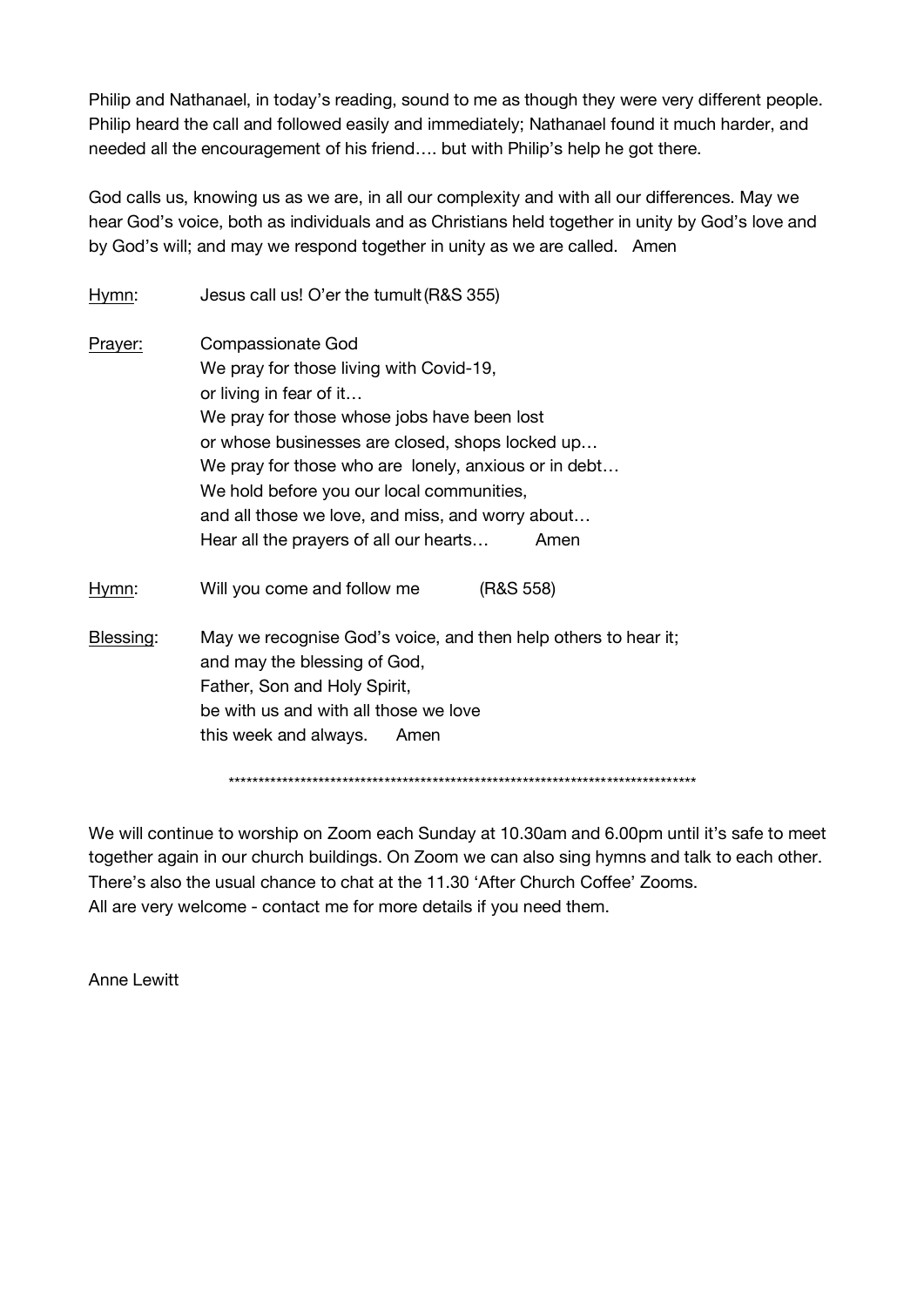Philip and Nathanael, in today's reading, sound to me as though they were very different people. Philip heard the call and followed easily and immediately; Nathanael found it much harder, and needed all the encouragement of his friend…. but with Philip's help he got there.

God calls us, knowing us as we are, in all our complexity and with all our differences. May we hear God's voice, both as individuals and as Christians held together in unity by God's love and by God's will; and may we respond together in unity as we are called. Amen

Hymn: Jesus call us! O'er the tumult (R&S 355)

Prayer: Compassionate God
We pray for those living with Covid-19,
or living in fear of it…
We pray for those whose jobs have been lost
or whose businesses are closed, shops locked up…
We pray for those who are lonely, anxious or in debt…
We hold before you our local communities,
and all those we love, and miss, and worry about…
Hear all the prayers of all our hearts… Amen

Hymn: Will you come and follow me (R&S 558)

Blessing: May we recognise God's voice, and then help others to hear it;
and may the blessing of God,
Father, Son and Holy Spirit,
be with us and with all those we love
this week and always. Amen

*******************************************************************************

We will continue to worship on Zoom each Sunday at 10.30am and 6.00pm until it's safe to meet together again in our church buildings. On Zoom we can also sing hymns and talk to each other. There's also the usual chance to chat at the 11.30 'After Church Coffee' Zooms.
All are very welcome - contact me for more details if you need them.

Anne Lewitt